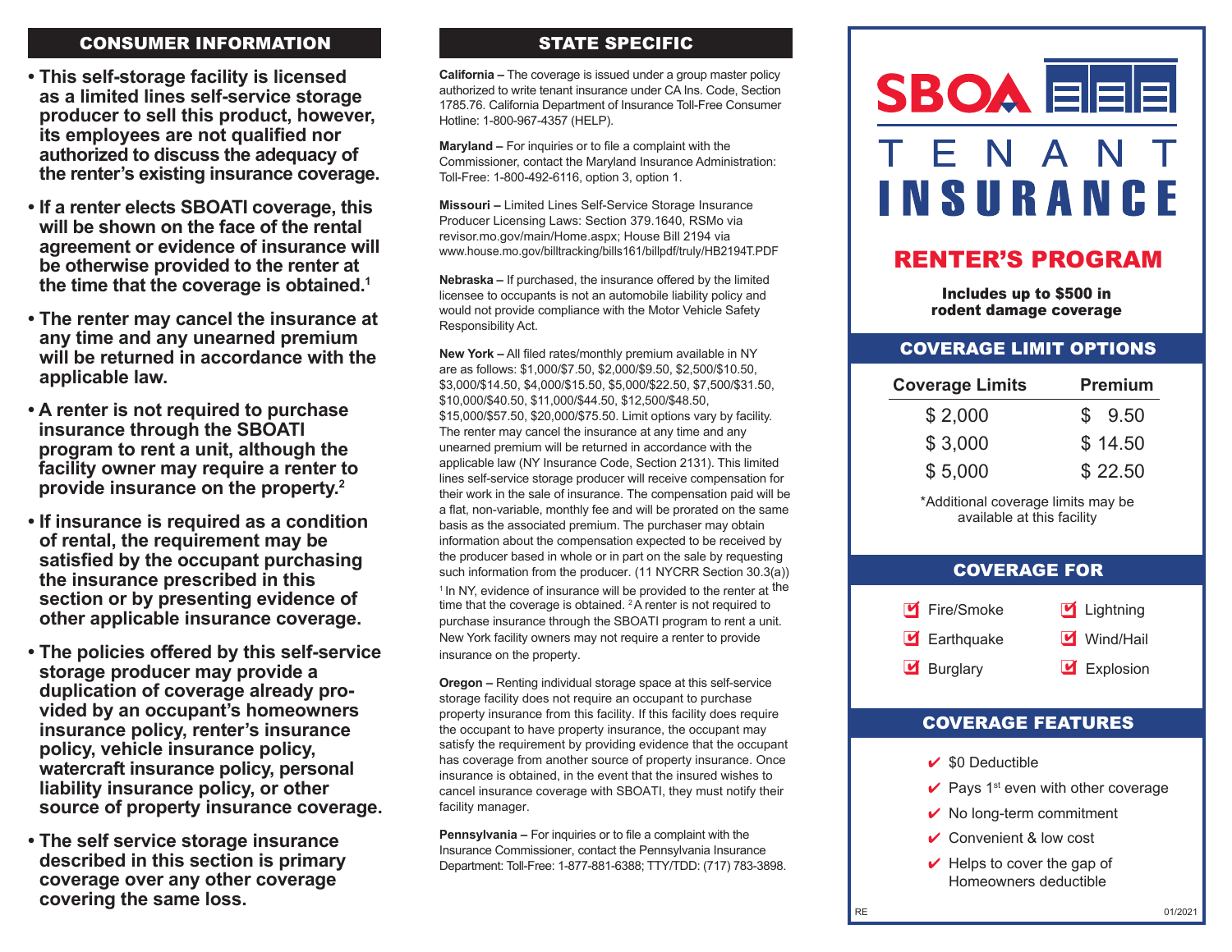## CONSUMER INFORMATION

- **This self-storage facility is licensed as a limited lines self-service storage producer to sell this product, however, its employees are not qualified nor authorized to discuss the adequacy of the renter's existing insurance coverage.**
- **If a renter elects SBOATI coverage, this will be shown on the face of the rental agreement or evidence of insurance will be otherwise provided to the renter at the time that the coverage is obtained.[1]**
- **The renter may cancel the insurance at any time and any unearned premium will be returned in accordance with the applicable law.**
- **A renter is not required to purchase insurance through the SBOATI program to rent a unit, although the facility owner may require a renter to provide insurance on the property.[2]**
- **If insurance is required as a condition of rental, the requirement may be satisfied by the occupant purchasing the insurance prescribed in this section or by presenting evidence of other applicable insurance coverage.**
- **The policies offered by this self-service storage producer may provide a duplication of coverage already provided by an occupant's homeowners insurance policy, renter's insurance policy, vehicle insurance policy, watercraft insurance policy, personal liability insurance policy, or other source of property insurance coverage.**
- **The self service storage insurance described in this section is primary coverage over any other coverage covering the same loss.**

## STATE SPECIFIC

**California –** The coverage is issued under a group master policy authorized to write tenant insurance under CA Ins. Code, Section 1785.76. California Department of Insurance Toll-Free Consumer Hotline: 1-800-967-4357 (HELP).

**Maryland –** For inquiries or to file a complaint with the Commissioner, contact the Maryland Insurance Administration: Toll-Free: 1-800-492-6116, option 3, option 1.

**Missouri –** Limited Lines Self-Service Storage Insurance Producer Licensing Laws: Section 379.1640, RSMo via revisor.mo.gov/main/Home.aspx; House Bill 2194 via www.house.mo.gov/billtracking/bills161/billpdf/truly/HB2194T.PDF

**Nebraska –** If purchased, the insurance offered by the limited licensee to occupants is not an automobile liability policy and would not provide compliance with the Motor Vehicle Safety Responsibility Act.

**New York –** All filed rates/monthly premium available in NY are as follows: $1,000/$7.50, $2,000/$9.50, $2,500/$10.50, $3,000/$14.50, $4,000/$15.50, $5,000/$22.50, $7,500/$31.50, $10,000/$40.50, $11,000/$44.50, $12,500/$48.50, $15,000/$57.50, $20,000/$75.50. Limit options vary by facility. The renter may cancel the insurance at any time and any unearned premium will be returned in accordance with the applicable law (NY Insurance Code, Section 2131). This limited lines self-service storage producer will receive compensation for their work in the sale of insurance. The compensation paid will be a flat, non-variable, monthly fee and will be prorated on the same basis as the associated premium. The purchaser may obtain information about the compensation expected to be received by the producer based in whole or in part on the sale by requesting such information from the producer. (11 NYCRR Section 30.3(a))
[1] In NY, evidence of insurance will be provided to the renter at the time that the coverage is obtained. [2] A renter is not required to purchase insurance through the SBOATI program to rent a unit. New York facility owners may not require a renter to provide insurance on the property.

**Oregon –** Renting individual storage space at this self-service storage facility does not require an occupant to purchase property insurance from this facility. If this facility does require the occupant to have property insurance, the occupant may satisfy the requirement by providing evidence that the occupant has coverage from another source of property insurance. Once insurance is obtained, in the event that the insured wishes to cancel insurance coverage with SBOATI, they must notify their facility manager.

**Pennsylvania –** For inquiries or to file a complaint with the Insurance Commissioner, contact the Pennsylvania Insurance Department: Toll-Free: 1-877-881-6388; TTY/TDD: (717) 783-3898.

# SBOA TENANT INSURANCE

## RENTER'S PROGRAM

**Includes up to $500 in rodent damage coverage**

## COVERAGE LIMIT OPTIONS

| Coverage Limits | Premium |
|---|---|
| $ 2,000 | $ 9.50 |
| $ 3,000 | $ 14.50 |
| $ 5,000 | $ 22.50 |

*Additional coverage limits may be available at this facility

## COVERAGE FOR

- Fire/Smoke
- Earthquake
- Burglary
- Lightning
- Wind/Hail
- Explosion

## COVERAGE FEATURES

- ✔ $0 Deductible
- ✔ Pays 1st even with other coverage
- ✔ No long-term commitment
- ✔ Convenient & low cost
- ✔ Helps to cover the gap of Homeowners deductible

RE 01/2021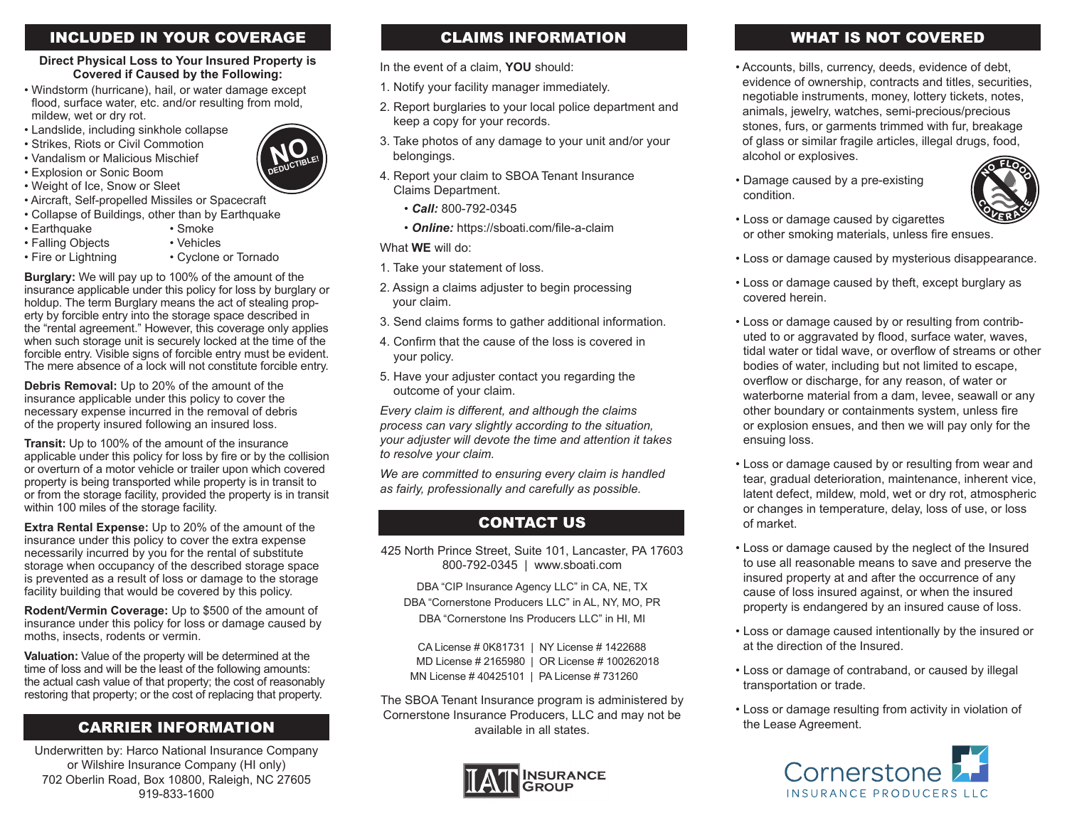## INCLUDED IN YOUR COVERAGE

**Direct Physical Loss to Your Insured Property is Covered if Caused by the Following:**

- Windstorm (hurricane), hail, or water damage except flood, surface water, etc. and/or resulting from mold, mildew, wet or dry rot.
- Landslide, including sinkhole collapse
- Strikes, Riots or Civil Commotion
- Vandalism or Malicious Mischief
- Explosion or Sonic Boom
- Weight of Ice, Snow or Sleet
- Aircraft, Self-propelled Missiles or Spacecraft
- Collapse of Buildings, other than by Earthquake
- Earthquake
- Falling Objects
- Fire or Lightning
- Smoke
- Vehicles
- Cyclone or Tornado

NO DEDUCTIBLE!

**Burglary:** We will pay up to 100% of the amount of the insurance applicable under this policy for loss by burglary or holdup. The term Burglary means the act of stealing property by forcible entry into the storage space described in the "rental agreement." However, this coverage only applies when such storage unit is securely locked at the time of the forcible entry. Visible signs of forcible entry must be evident. The mere absence of a lock will not constitute forcible entry.

**Debris Removal:** Up to 20% of the amount of the insurance applicable under this policy to cover the necessary expense incurred in the removal of debris of the property insured following an insured loss.

**Transit:** Up to 100% of the amount of the insurance applicable under this policy for loss by fire or by the collision or overturn of a motor vehicle or trailer upon which covered property is being transported while property is in transit to or from the storage facility, provided the property is in transit within 100 miles of the storage facility.

**Extra Rental Expense:** Up to 20% of the amount of the insurance under this policy to cover the extra expense necessarily incurred by you for the rental of substitute storage when occupancy of the described storage space is prevented as a result of loss or damage to the storage facility building that would be covered by this policy.

**Rodent/Vermin Coverage:** Up to $500 of the amount of insurance under this policy for loss or damage caused by moths, insects, rodents or vermin.

**Valuation:** Value of the property will be determined at the time of loss and will be the least of the following amounts: the actual cash value of that property; the cost of reasonably restoring that property; or the cost of replacing that property.

## CARRIER INFORMATION

Underwritten by: Harco National Insurance Company or Wilshire Insurance Company (HI only)
702 Oberlin Road, Box 10800, Raleigh, NC 27605
919-833-1600

## CLAIMS INFORMATION

In the event of a claim, **YOU** should:

1. Notify your facility manager immediately.
2. Report burglaries to your local police department and keep a copy for your records.
3. Take photos of any damage to your unit and/or your belongings.
4. Report your claim to SBOA Tenant Insurance Claims Department.
   - ***Call:*** 800-792-0345
   - ***Online:*** https://sboati.com/file-a-claim

What **WE** will do:

1. Take your statement of loss.
2. Assign a claims adjuster to begin processing your claim.
3. Send claims forms to gather additional information.
4. Confirm that the cause of the loss is covered in your policy.
5. Have your adjuster contact you regarding the outcome of your claim.

*Every claim is different, and although the claims process can vary slightly according to the situation, your adjuster will devote the time and attention it takes to resolve your claim.*

*We are committed to ensuring every claim is handled as fairly, professionally and carefully as possible.*

## CONTACT US

425 North Prince Street, Suite 101, Lancaster, PA 17603
800-792-0345 | www.sboati.com

DBA "CIP Insurance Agency LLC" in CA, NE, TX
DBA "Cornerstone Producers LLC" in AL, NY, MO, PR
DBA "Cornerstone Ins Producers LLC" in HI, MI

CA License # 0K81731 | NY License # 1422688
MD License # 2165980 | OR License # 100262018
MN License # 40425101 | PA License # 731260

The SBOA Tenant Insurance program is administered by Cornerstone Insurance Producers, LLC and may not be available in all states.

IAT INSURANCE GROUP

## WHAT IS NOT COVERED

- Accounts, bills, currency, deeds, evidence of debt, evidence of ownership, contracts and titles, securities, negotiable instruments, money, lottery tickets, notes, animals, jewelry, watches, semi-precious/precious stones, furs, or garments trimmed with fur, breakage of glass or similar fragile articles, illegal drugs, food, alcohol or explosives.
- Damage caused by a pre-existing condition.
- Loss or damage caused by cigarettes or other smoking materials, unless fire ensues.
- Loss or damage caused by mysterious disappearance.
- Loss or damage caused by theft, except burglary as covered herein.
- Loss or damage caused by or resulting from contributed to or aggravated by flood, surface water, waves, tidal water or tidal wave, or overflow of streams or other bodies of water, including but not limited to escape, overflow or discharge, for any reason, of water or waterborne material from a dam, levee, seawall or any other boundary or containments system, unless fire or explosion ensues, and then we will pay only for the ensuing loss.
- Loss or damage caused by or resulting from wear and tear, gradual deterioration, maintenance, inherent vice, latent defect, mildew, mold, wet or dry rot, atmospheric or changes in temperature, delay, loss of use, or loss of market.
- Loss or damage caused by the neglect of the Insured to use all reasonable means to save and preserve the insured property at and after the occurrence of any cause of loss insured against, or when the insured property is endangered by an insured cause of loss.
- Loss or damage caused intentionally by the insured or at the direction of the Insured.
- Loss or damage of contraband, or caused by illegal transportation or trade.
- Loss or damage resulting from activity in violation of the Lease Agreement.

NO FLOOD COVERAGE

Cornerstone INSURANCE PRODUCERS LLC